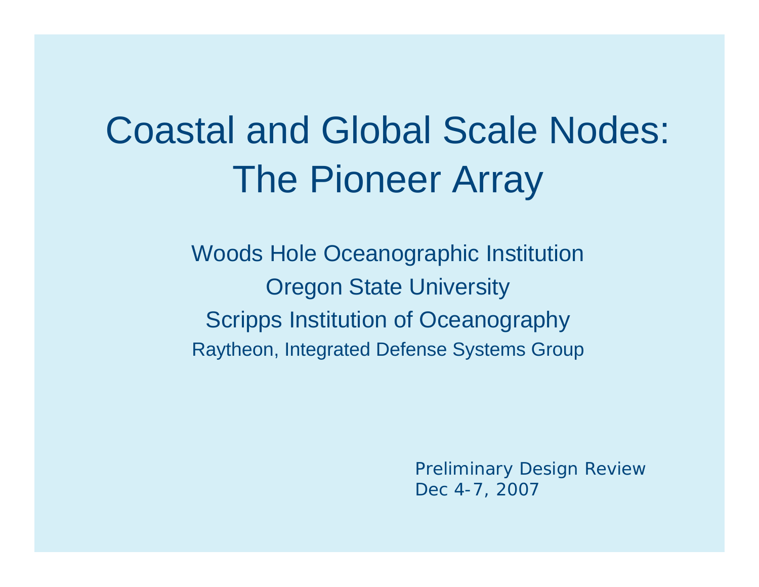# Coastal and Global Scale Nodes: The Pioneer Array

Woods Hole Oceanographic Institution

Oregon State University

Scripps Institution of Oceanography

Raytheon, Integrated Defense Systems Group

Preliminary Design Review
Dec 4-7, 2007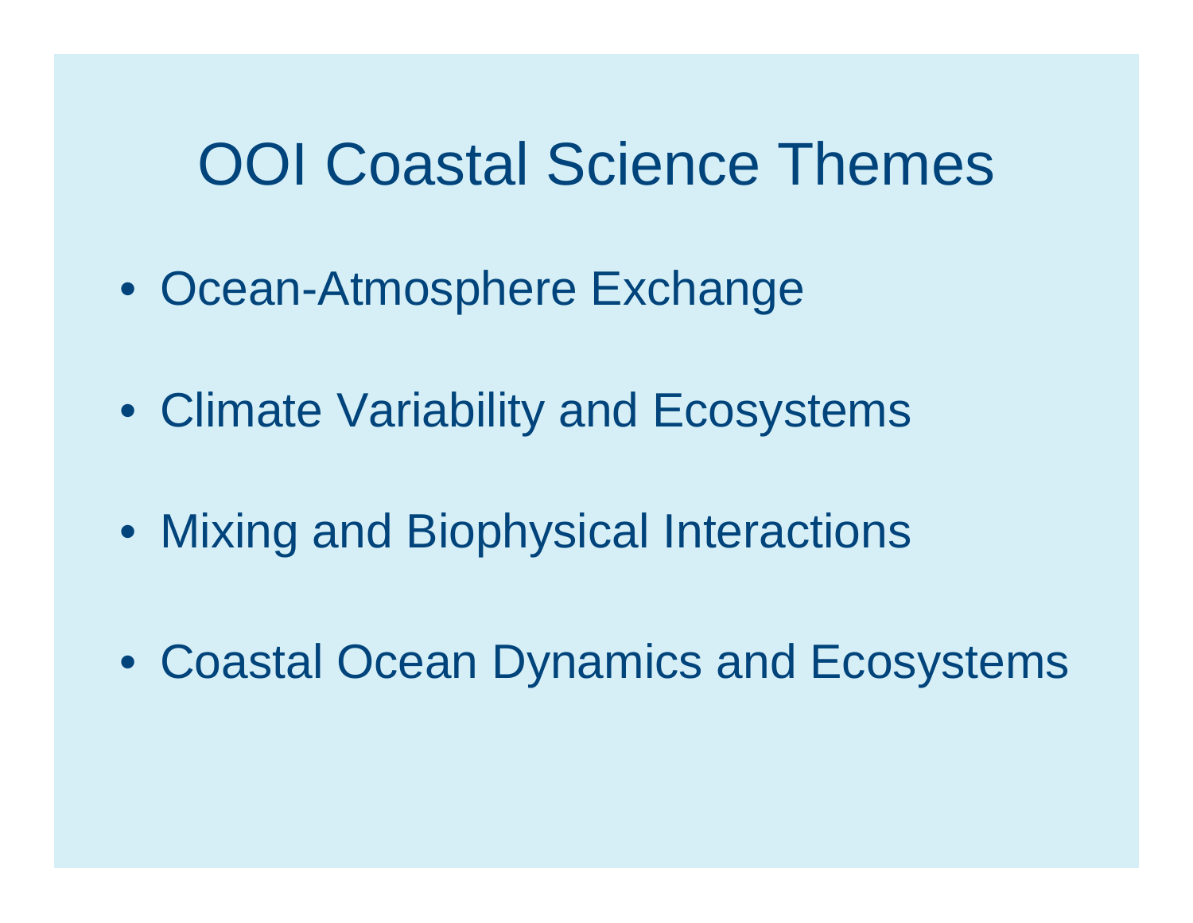# OOI Coastal Science Themes

- Ocean-Atmosphere Exchange
- Climate Variability and Ecosystems
- Mixing and Biophysical Interactions
- Coastal Ocean Dynamics and Ecosystems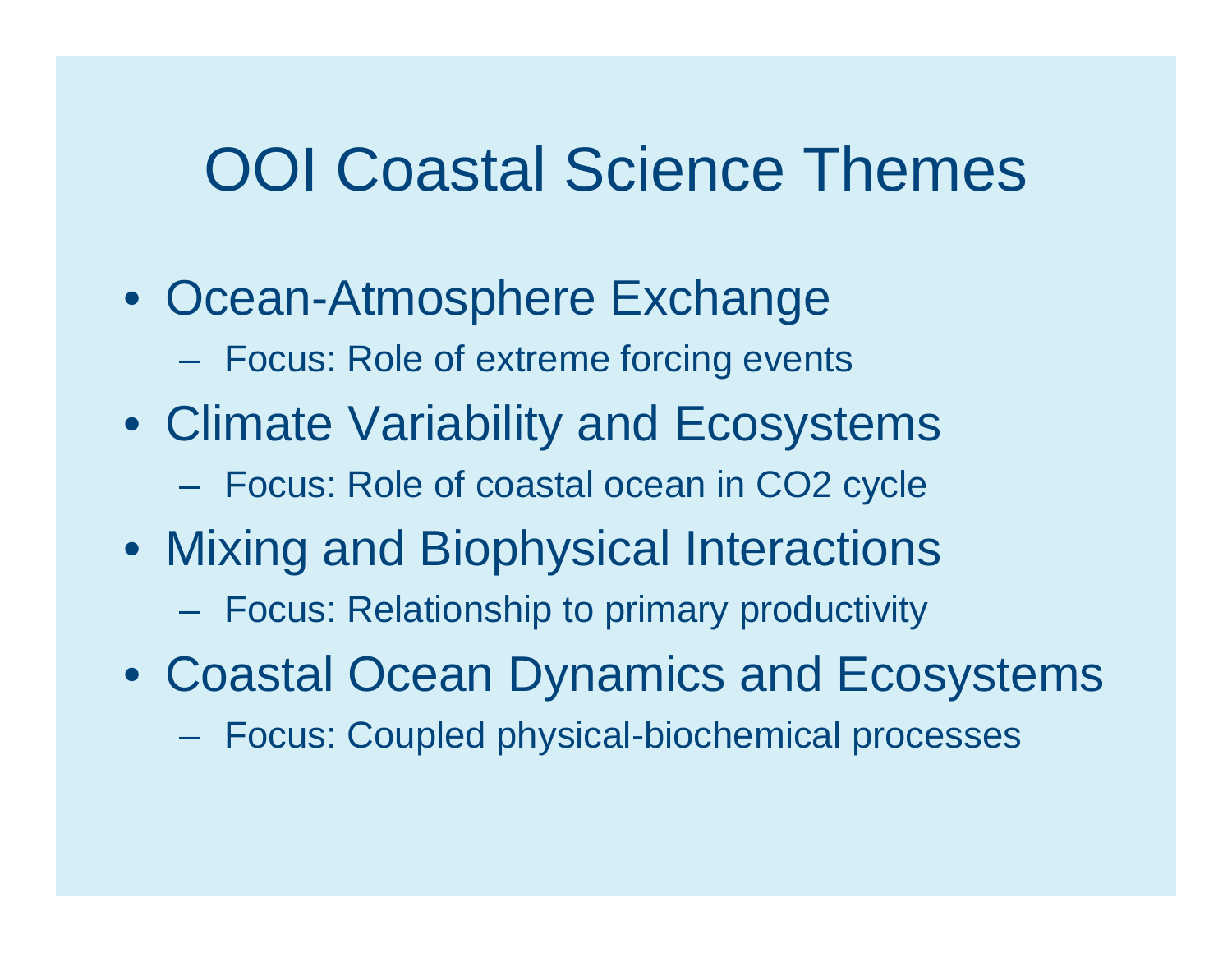# OOI Coastal Science Themes

- Ocean-Atmosphere Exchange
  - Focus: Role of extreme forcing events
- Climate Variability and Ecosystems
  - Focus: Role of coastal ocean in $CO_2$ cycle
- Mixing and Biophysical Interactions
  - Focus: Relationship to primary productivity
- Coastal Ocean Dynamics and Ecosystems
  - Focus: Coupled physical-biochemical processes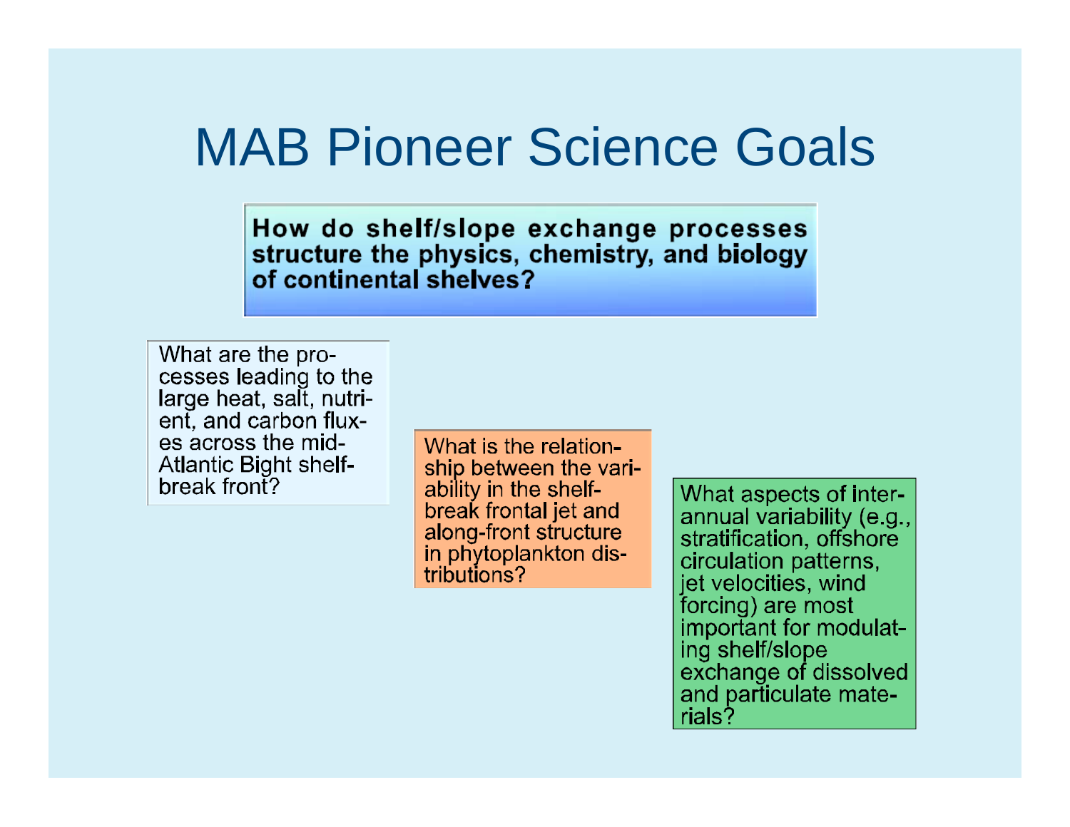# MAB Pioneer Science Goals

**How do shelf/slope exchange processes structure the physics, chemistry, and biology of continental shelves?**

What are the processes leading to the large heat, salt, nutrient, and carbon fluxes across the mid-Atlantic Bight shelf-break front?

What is the relationship between the variability in the shelf-break frontal jet and along-front structure in phytoplankton distributions?

What aspects of inter-annual variability (e.g., stratification, offshore circulation patterns, jet velocities, wind forcing) are most important for modulating shelf/slope exchange of dissolved and particulate materials?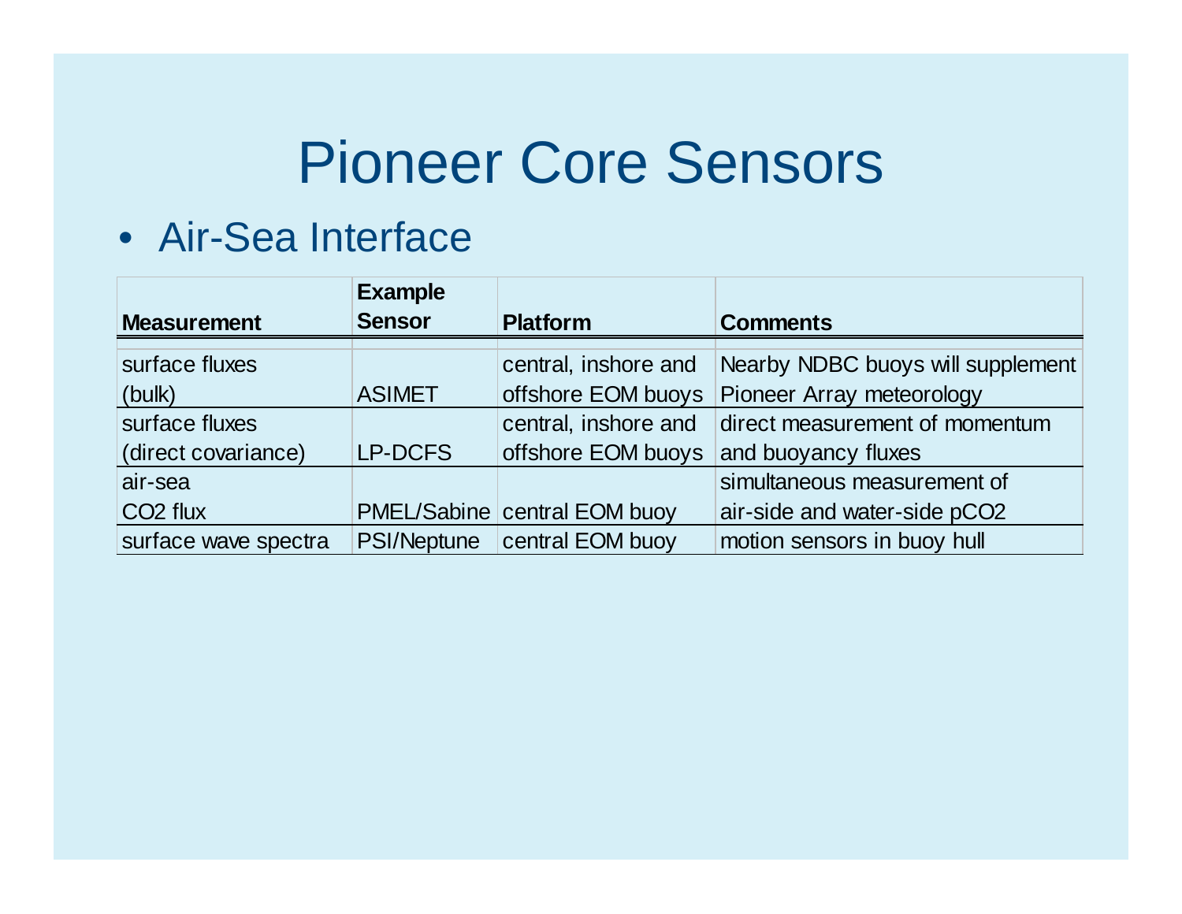# Pioneer Core Sensors

- Air-Sea Interface

| Measurement | Example Sensor | Platform | Comments |
| --- | --- | --- | --- |
| surface fluxes (bulk) | ASIMET | central, inshore and offshore EOM buoys | Nearby NDBC buoys will supplement Pioneer Array meteorology |
| surface fluxes (direct covariance) | LP-DCFS | central, inshore and offshore EOM buoys | direct measurement of momentum and buoyancy fluxes |
| air-sea $CO_2$ flux | PMEL/Sabine | central EOM buoy | simultaneous measurement of air-side and water-side $pCO_2$ |
| surface wave spectra | PSI/Neptune | central EOM buoy | motion sensors in buoy hull |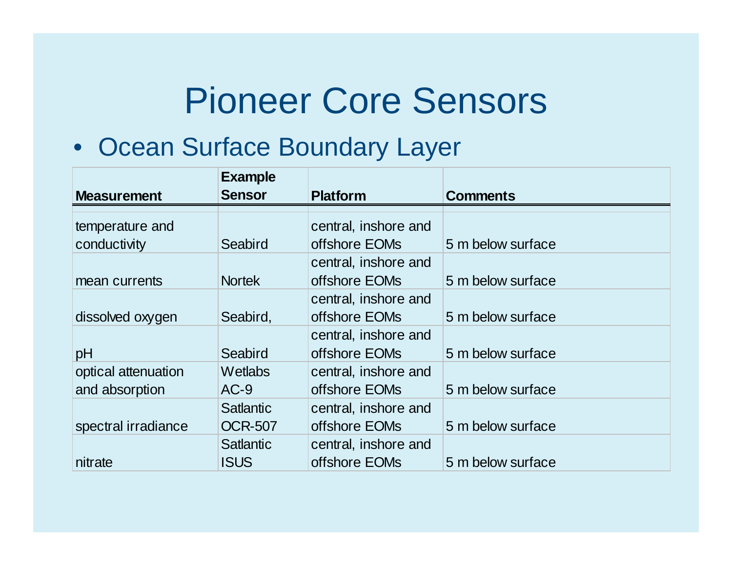# Pioneer Core Sensors

- Ocean Surface Boundary Layer

| Measurement | Example Sensor | Platform | Comments |
|---|---|---|---|
| temperature and conductivity | Seabird | central, inshore and offshore EOMs | 5 m below surface |
| mean currents | Nortek | central, inshore and offshore EOMs | 5 m below surface |
| dissolved oxygen | Seabird, | central, inshore and offshore EOMs | 5 m below surface |
| pH | Seabird | central, inshore and offshore EOMs | 5 m below surface |
| optical attenuation and absorption | Wetlabs AC-9 | central, inshore and offshore EOMs | 5 m below surface |
| spectral irradiance | Satlantic OCR-507 | central, inshore and offshore EOMs | 5 m below surface |
| nitrate | Satlantic ISUS | central, inshore and offshore EOMs | 5 m below surface |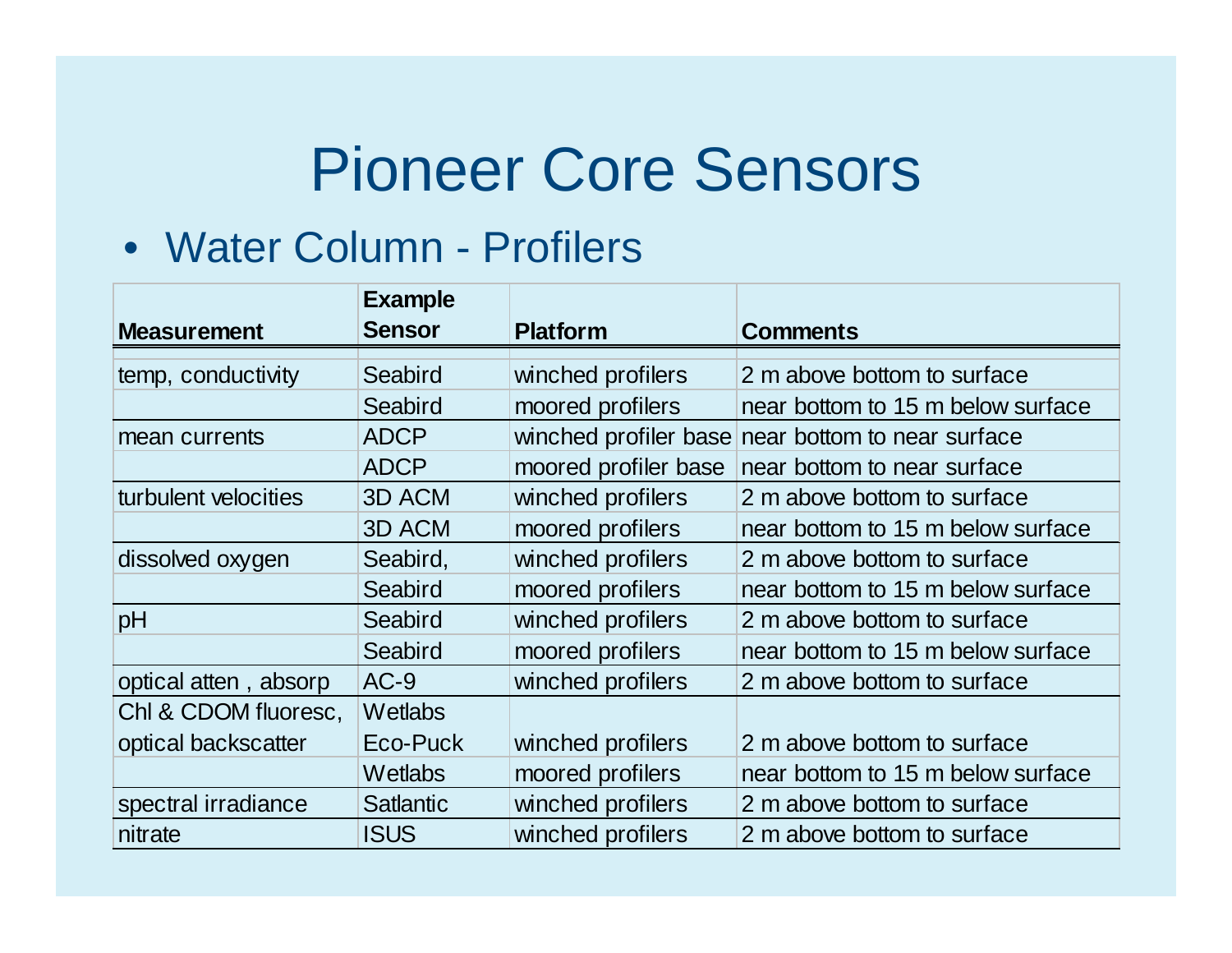# Pioneer Core Sensors

- Water Column - Profilers

| Measurement | Example Sensor | Platform | Comments |
|---|---|---|---|
| temp, conductivity | Seabird | winched profilers | 2 m above bottom to surface |
| | Seabird | moored profilers | near bottom to 15 m below surface |
| mean currents | ADCP | winched profiler base | near bottom to near surface |
| | ADCP | moored profiler base | near bottom to near surface |
| turbulent velocities | 3D ACM | winched profilers | 2 m above bottom to surface |
| | 3D ACM | moored profilers | near bottom to 15 m below surface |
| dissolved oxygen | Seabird, | winched profilers | 2 m above bottom to surface |
| | Seabird | moored profilers | near bottom to 15 m below surface |
| pH | Seabird | winched profilers | 2 m above bottom to surface |
| | Seabird | moored profilers | near bottom to 15 m below surface |
| optical atten , absorp | AC-9 | winched profilers | 2 m above bottom to surface |
| Chl & CDOM fluoresc, optical backscatter | Wetlabs Eco-Puck | winched profilers | 2 m above bottom to surface |
| | Wetlabs | moored profilers | near bottom to 15 m below surface |
| spectral irradiance | Satlantic | winched profilers | 2 m above bottom to surface |
| nitrate | ISUS | winched profilers | 2 m above bottom to surface |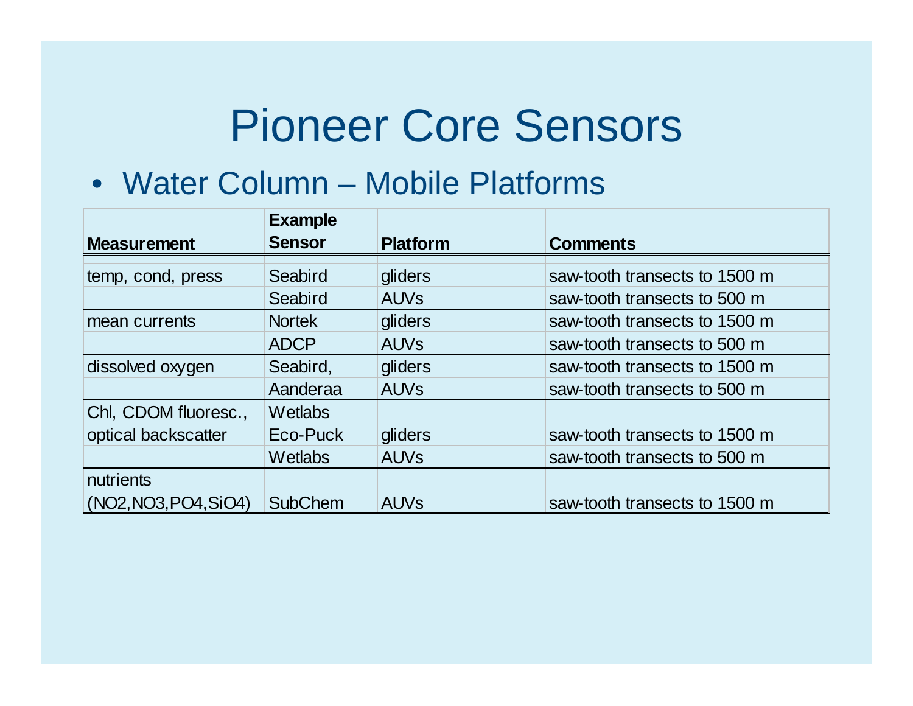# Pioneer Core Sensors

- Water Column – Mobile Platforms

| Measurement | Example Sensor | Platform | Comments |
|---|---|---|---|
| temp, cond, press | Seabird | gliders | saw-tooth transects to 1500 m |
| | Seabird | AUVs | saw-tooth transects to 500 m |
| mean currents | Nortek | gliders | saw-tooth transects to 1500 m |
| | ADCP | AUVs | saw-tooth transects to 500 m |
| dissolved oxygen | Seabird, | gliders | saw-tooth transects to 1500 m |
| | Aanderaa | AUVs | saw-tooth transects to 500 m |
| Chl, CDOM fluoresc., optical backscatter | Wetlabs Eco-Puck | gliders | saw-tooth transects to 1500 m |
| | Wetlabs | AUVs | saw-tooth transects to 500 m |
| nutrients (NO2,NO3,PO4,SiO4) | SubChem | AUVs | saw-tooth transects to 1500 m |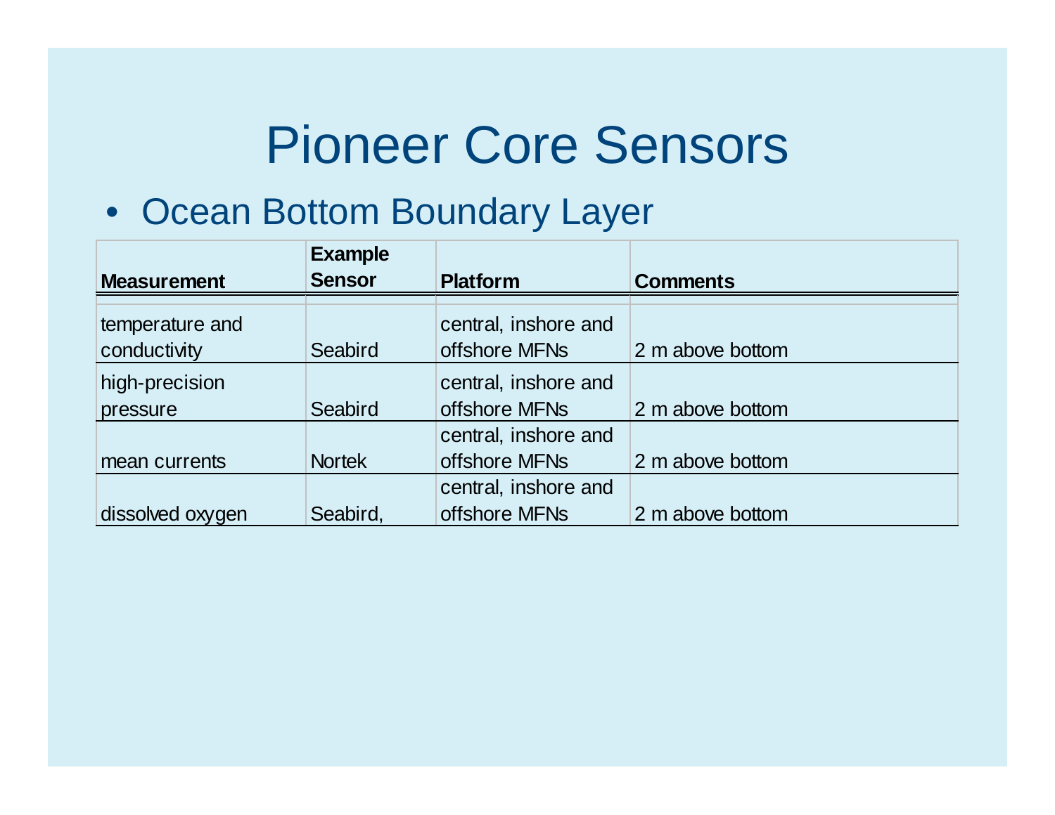# Pioneer Core Sensors

- Ocean Bottom Boundary Layer

| Measurement | Example Sensor | Platform | Comments |
|---|---|---|---|
| temperature and conductivity | Seabird | central, inshore and offshore MFNs | 2 m above bottom |
| high-precision pressure | Seabird | central, inshore and offshore MFNs | 2 m above bottom |
| mean currents | Nortek | central, inshore and offshore MFNs | 2 m above bottom |
| dissolved oxygen | Seabird, | central, inshore and offshore MFNs | 2 m above bottom |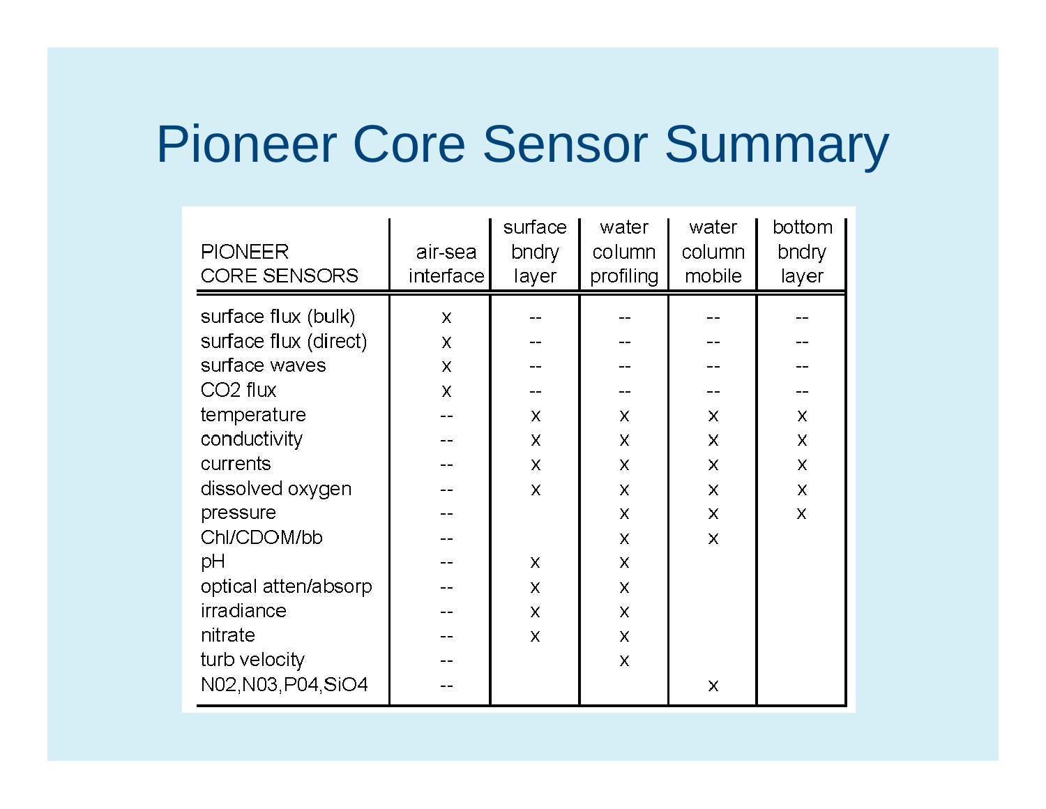# Pioneer Core Sensor Summary

| PIONEER CORE SENSORS | air-sea interface | surface bndry layer | water column profiling | water column mobile | bottom bndry layer |
|---|---|---|---|---|---|
| surface flux (bulk) | x | -- | -- | -- | -- |
| surface flux (direct) | x | -- | -- | -- | -- |
| surface waves | x | -- | -- | -- | -- |
| CO2 flux | x | -- | -- | -- | -- |
| temperature | -- | x | x | x | x |
| conductivity | -- | x | x | x | x |
| currents | -- | x | x | x | x |
| dissolved oxygen | -- | x | x | x | x |
| pressure | -- | | x | x | x |
| Chl/CDOM/bb | -- | | x | x | |
| pH | -- | x | x | | |
| optical atten/absorp | -- | x | x | | |
| irradiance | -- | x | x | | |
| nitrate | -- | x | x | | |
| turb velocity | -- | | x | | |
| N02,N03,P04,SiO4 | -- | | | x | |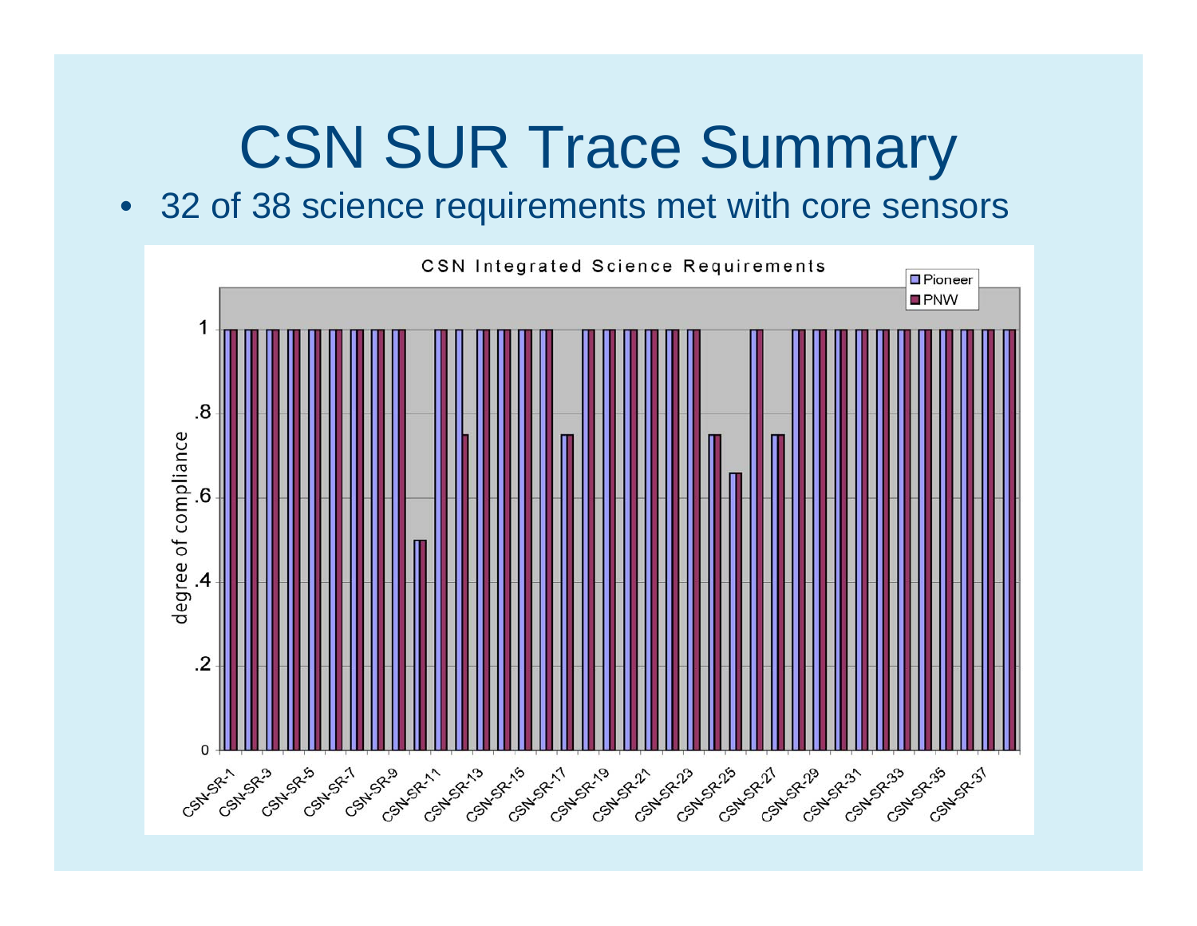# CSN SUR Trace Summary

- 32 of 38 science requirements met with core sensors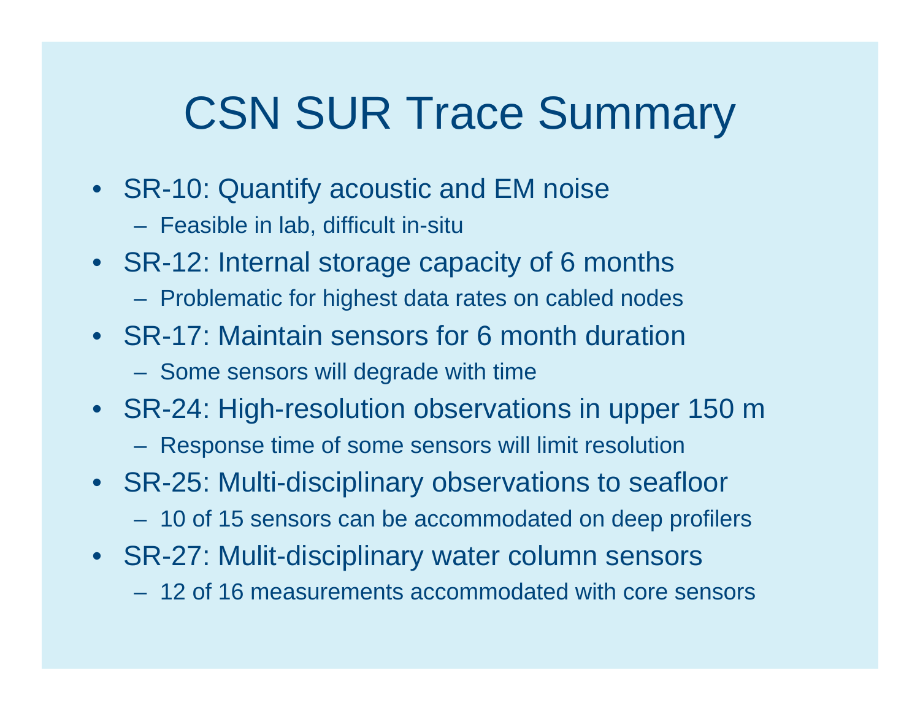# CSN SUR Trace Summary

- SR-10: Quantify acoustic and EM noise
  - Feasible in lab, difficult in-situ
- SR-12: Internal storage capacity of 6 months
  - Problematic for highest data rates on cabled nodes
- SR-17: Maintain sensors for 6 month duration
  - Some sensors will degrade with time
- SR-24: High-resolution observations in upper 150 m
  - Response time of some sensors will limit resolution
- SR-25: Multi-disciplinary observations to seafloor
  - 10 of 15 sensors can be accommodated on deep profilers
- SR-27: Mulit-disciplinary water column sensors
  - 12 of 16 measurements accommodated with core sensors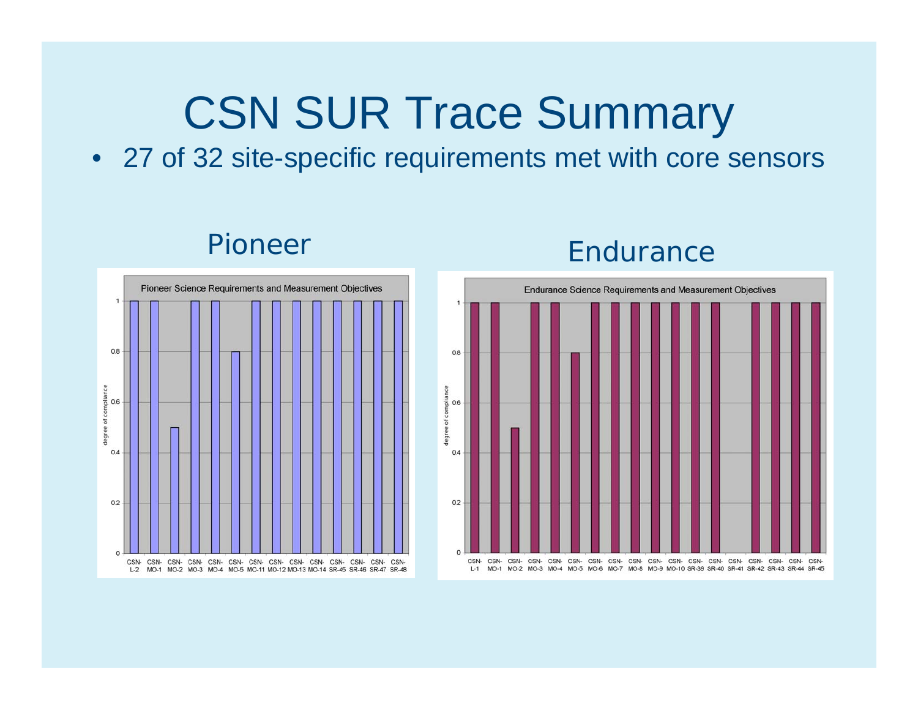# CSN SUR Trace Summary

- 27 of 32 site-specific requirements met with core sensors

## Pioneer

**Pioneer Science Requirements and Measurement Objectives**

| Requirement | Degree of compliance |
|---|---|
| CSN-L-2 | 1 |
| CSN-MO-1 | 1 |
| CSN-MO-2 | 0.5 |
| CSN-MO-3 | 1 |
| CSN-MO-4 | 1 |
| CSN-MO-5 | 0.8 |
| CSN-MO-11 | 1 |
| CSN-MO-12 | 1 |
| CSN-MO-13 | 1 |
| CSN-MO-14 | 1 |
| CSN-SR-45 | 1 |
| CSN-SR-46 | 1 |
| CSN-SR-47 | 1 |
| CSN-SR-48 | 1 |

## Endurance

**Endurance Science Requirements and Measurement Objectives**

| Requirement | Degree of compliance |
|---|---|
| CSN-L-1 | 1 |
| CSN-MO-1 | 1 |
| CSN-MO-2 | 0.5 |
| CSN-MO-3 | 1 |
| CSN-MO-4 | 1 |
| CSN-MO-5 | 0.8 |
| CSN-MO-6 | 1 |
| CSN-MO-7 | 1 |
| CSN-MO-8 | 1 |
| CSN-MO-9 | 1 |
| CSN-MO-10 | 1 |
| CSN-SR-39 | 1 |
| CSN-SR-40 | 1 |
| CSN-SR-41 | 0 |
| CSN-SR-42 | 1 |
| CSN-SR-43 | 1 |
| CSN-SR-44 | 1 |
| CSN-SR-45 | 1 |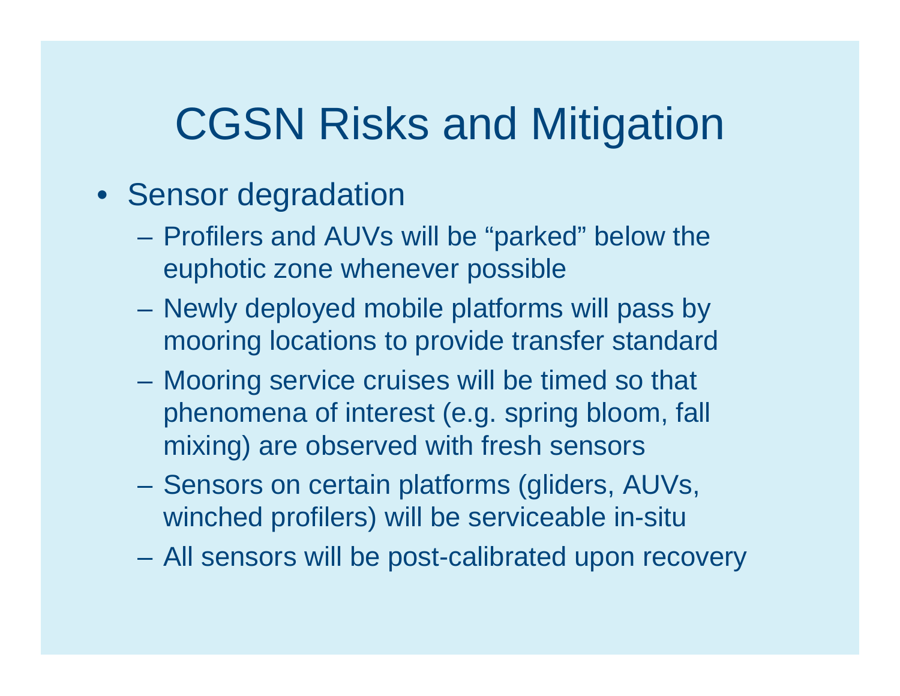# CGSN Risks and Mitigation

- Sensor degradation
  - Profilers and AUVs will be “parked” below the euphotic zone whenever possible
  - Newly deployed mobile platforms will pass by mooring locations to provide transfer standard
  - Mooring service cruises will be timed so that phenomena of interest (e.g. spring bloom, fall mixing) are observed with fresh sensors
  - Sensors on certain platforms (gliders, AUVs, winched profilers) will be serviceable in-situ
  - All sensors will be post-calibrated upon recovery